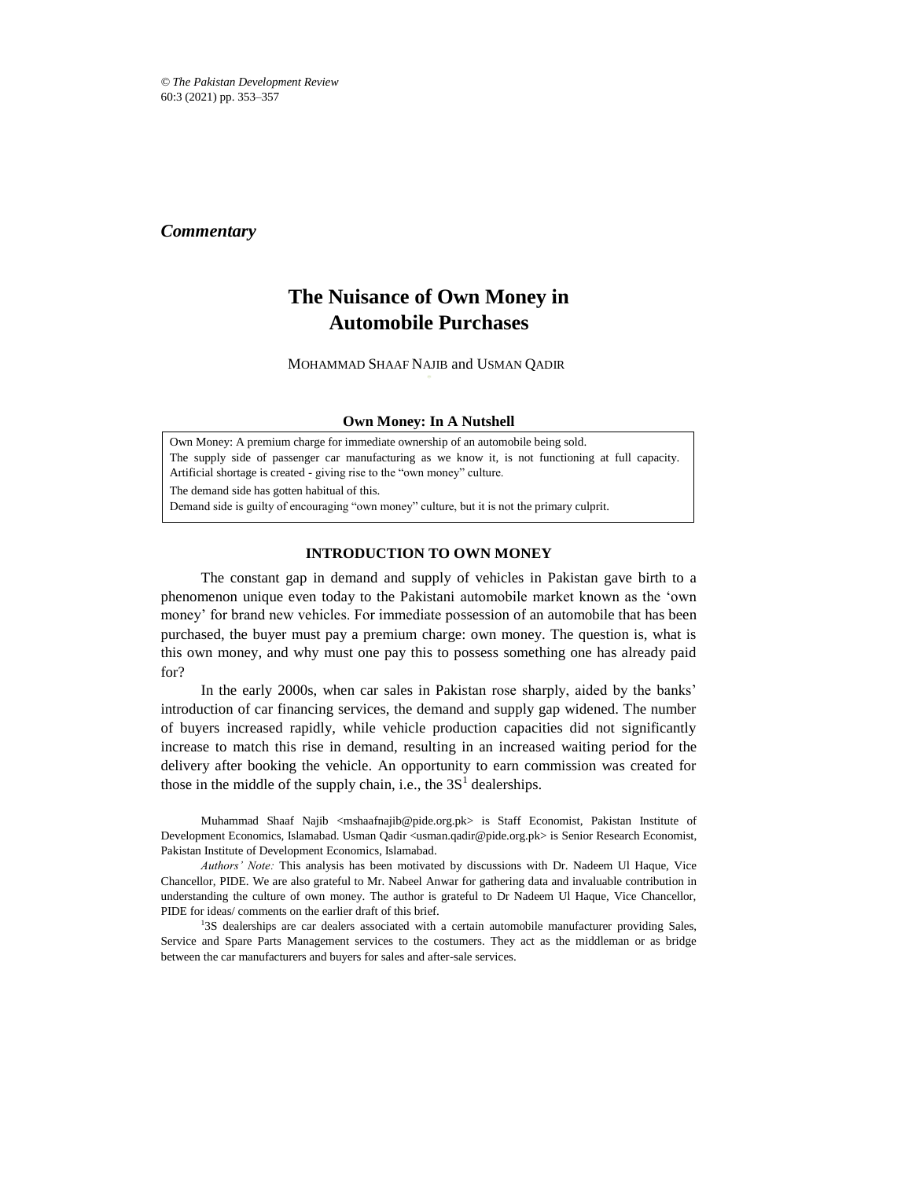*Commentary*

# The Nuisance of Own Money in Automobile Purchases

MOHAMMAD SHAAF NAJIB and USMAN QADIR

**Own Money: In A Nutshell**

Own Money: A premium charge for immediate ownership of an automobile being sold.
The supply side of passenger car manufacturing as we know it, is not functioning at full capacity. Artificial shortage is created - giving rise to the "own money" culture.
The demand side has gotten habitual of this.
Demand side is guilty of encouraging "own money" culture, but it is not the primary culprit.

## INTRODUCTION TO OWN MONEY

The constant gap in demand and supply of vehicles in Pakistan gave birth to a phenomenon unique even today to the Pakistani automobile market known as the 'own money' for brand new vehicles. For immediate possession of an automobile that has been purchased, the buyer must pay a premium charge: own money. The question is, what is this own money, and why must one pay this to possess something one has already paid for?

In the early 2000s, when car sales in Pakistan rose sharply, aided by the banks' introduction of car financing services, the demand and supply gap widened. The number of buyers increased rapidly, while vehicle production capacities did not significantly increase to match this rise in demand, resulting in an increased waiting period for the delivery after booking the vehicle. An opportunity to earn commission was created for those in the middle of the supply chain, i.e., the 3S[1] dealerships.

Muhammad Shaaf Najib <mshaafnajib@pide.org.pk> is Staff Economist, Pakistan Institute of Development Economics, Islamabad. Usman Qadir <usman.qadir@pide.org.pk> is Senior Research Economist, Pakistan Institute of Development Economics, Islamabad.

*Authors' Note:* This analysis has been motivated by discussions with Dr. Nadeem Ul Haque, Vice Chancellor, PIDE. We are also grateful to Mr. Nabeel Anwar for gathering data and invaluable contribution in understanding the culture of own money. The author is grateful to Dr Nadeem Ul Haque, Vice Chancellor, PIDE for ideas/ comments on the earlier draft of this brief.

[1]3S dealerships are car dealers associated with a certain automobile manufacturer providing Sales, Service and Spare Parts Management services to the costumers. They act as the middleman or as bridge between the car manufacturers and buyers for sales and after-sale services.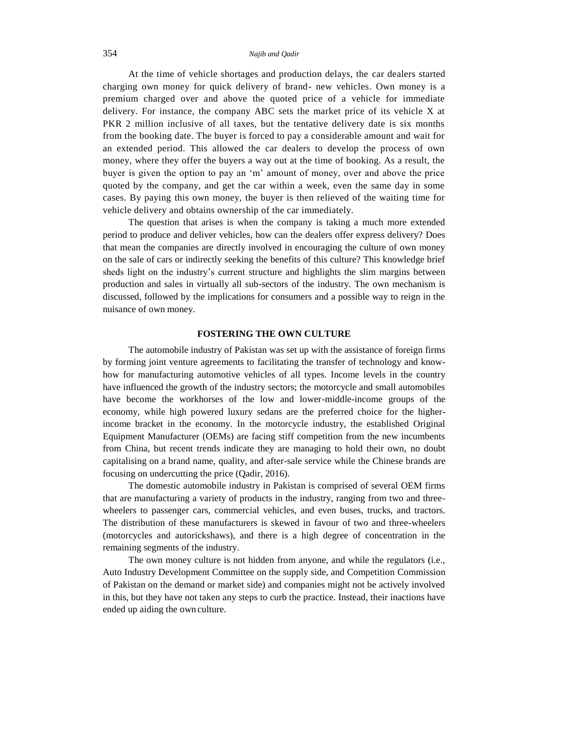At the time of vehicle shortages and production delays, the car dealers started charging own money for quick delivery of brand- new vehicles. Own money is a premium charged over and above the quoted price of a vehicle for immediate delivery. For instance, the company ABC sets the market price of its vehicle X at PKR 2 million inclusive of all taxes, but the tentative delivery date is six months from the booking date. The buyer is forced to pay a considerable amount and wait for an extended period. This allowed the car dealers to develop the process of own money, where they offer the buyers a way out at the time of booking. As a result, the buyer is given the option to pay an 'm' amount of money, over and above the price quoted by the company, and get the car within a week, even the same day in some cases. By paying this own money, the buyer is then relieved of the waiting time for vehicle delivery and obtains ownership of the car immediately.

The question that arises is when the company is taking a much more extended period to produce and deliver vehicles, how can the dealers offer express delivery? Does that mean the companies are directly involved in encouraging the culture of own money on the sale of cars or indirectly seeking the benefits of this culture? This knowledge brief sheds light on the industry's current structure and highlights the slim margins between production and sales in virtually all sub-sectors of the industry. The own mechanism is discussed, followed by the implications for consumers and a possible way to reign in the nuisance of own money.

## FOSTERING THE OWN CULTURE

The automobile industry of Pakistan was set up with the assistance of foreign firms by forming joint venture agreements to facilitating the transfer of technology and know-how for manufacturing automotive vehicles of all types. Income levels in the country have influenced the growth of the industry sectors; the motorcycle and small automobiles have become the workhorses of the low and lower-middle-income groups of the economy, while high powered luxury sedans are the preferred choice for the higher-income bracket in the economy. In the motorcycle industry, the established Original Equipment Manufacturer (OEMs) are facing stiff competition from the new incumbents from China, but recent trends indicate they are managing to hold their own, no doubt capitalising on a brand name, quality, and after-sale service while the Chinese brands are focusing on undercutting the price (Qadir, 2016).

The domestic automobile industry in Pakistan is comprised of several OEM firms that are manufacturing a variety of products in the industry, ranging from two and three-wheelers to passenger cars, commercial vehicles, and even buses, trucks, and tractors. The distribution of these manufacturers is skewed in favour of two and three-wheelers (motorcycles and autorickshaws), and there is a high degree of concentration in the remaining segments of the industry.

The own money culture is not hidden from anyone, and while the regulators (i.e., Auto Industry Development Committee on the supply side, and Competition Commission of Pakistan on the demand or market side) and companies might not be actively involved in this, but they have not taken any steps to curb the practice. Instead, their inactions have ended up aiding the own culture.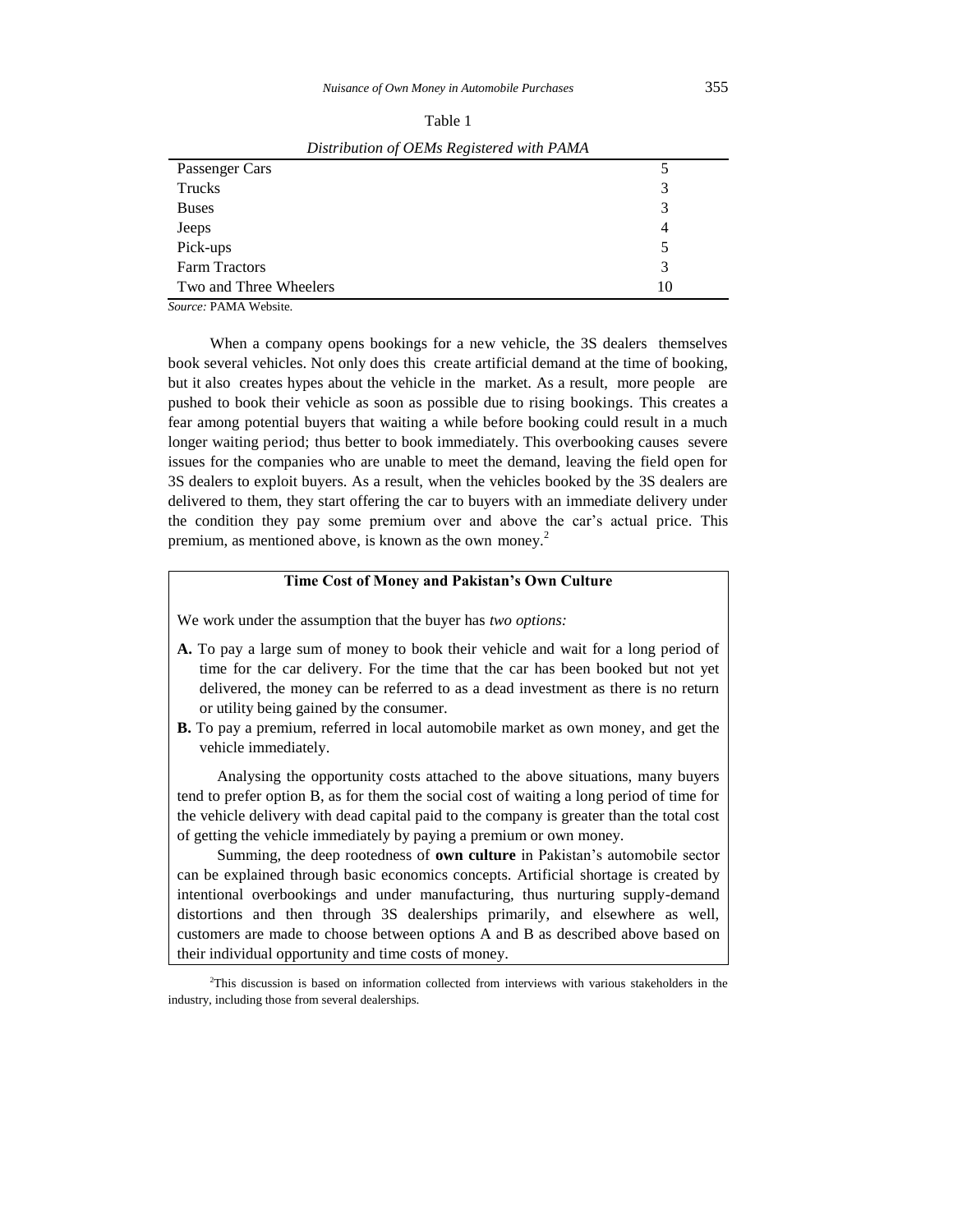Table 1

*Distribution of OEMs Registered with PAMA*

| | |
|---|---|
| Passenger Cars | 5 |
| Trucks | 3 |
| Buses | 3 |
| Jeeps | 4 |
| Pick-ups | 5 |
| Farm Tractors | 3 |
| Two and Three Wheelers | 10 |

*Source:* PAMA Website.

When a company opens bookings for a new vehicle, the 3S dealers themselves book several vehicles. Not only does this create artificial demand at the time of booking, but it also creates hypes about the vehicle in the market. As a result, more people are pushed to book their vehicle as soon as possible due to rising bookings. This creates a fear among potential buyers that waiting a while before booking could result in a much longer waiting period; thus better to book immediately. This overbooking causes severe issues for the companies who are unable to meet the demand, leaving the field open for 3S dealers to exploit buyers. As a result, when the vehicles booked by the 3S dealers are delivered to them, they start offering the car to buyers with an immediate delivery under the condition they pay some premium over and above the car's actual price. This premium, as mentioned above, is known as the own money.[2]

**Time Cost of Money and Pakistan's Own Culture**

We work under the assumption that the buyer has *two options:*

**A.** To pay a large sum of money to book their vehicle and wait for a long period of time for the car delivery. For the time that the car has been booked but not yet delivered, the money can be referred to as a dead investment as there is no return or utility being gained by the consumer.

**B.** To pay a premium, referred in local automobile market as own money, and get the vehicle immediately.

Analysing the opportunity costs attached to the above situations, many buyers tend to prefer option B, as for them the social cost of waiting a long period of time for the vehicle delivery with dead capital paid to the company is greater than the total cost of getting the vehicle immediately by paying a premium or own money.

Summing, the deep rootedness of **own culture** in Pakistan's automobile sector can be explained through basic economics concepts. Artificial shortage is created by intentional overbookings and under manufacturing, thus nurturing supply-demand distortions and then through 3S dealerships primarily, and elsewhere as well, customers are made to choose between options A and B as described above based on their individual opportunity and time costs of money.

[2]This discussion is based on information collected from interviews with various stakeholders in the industry, including those from several dealerships.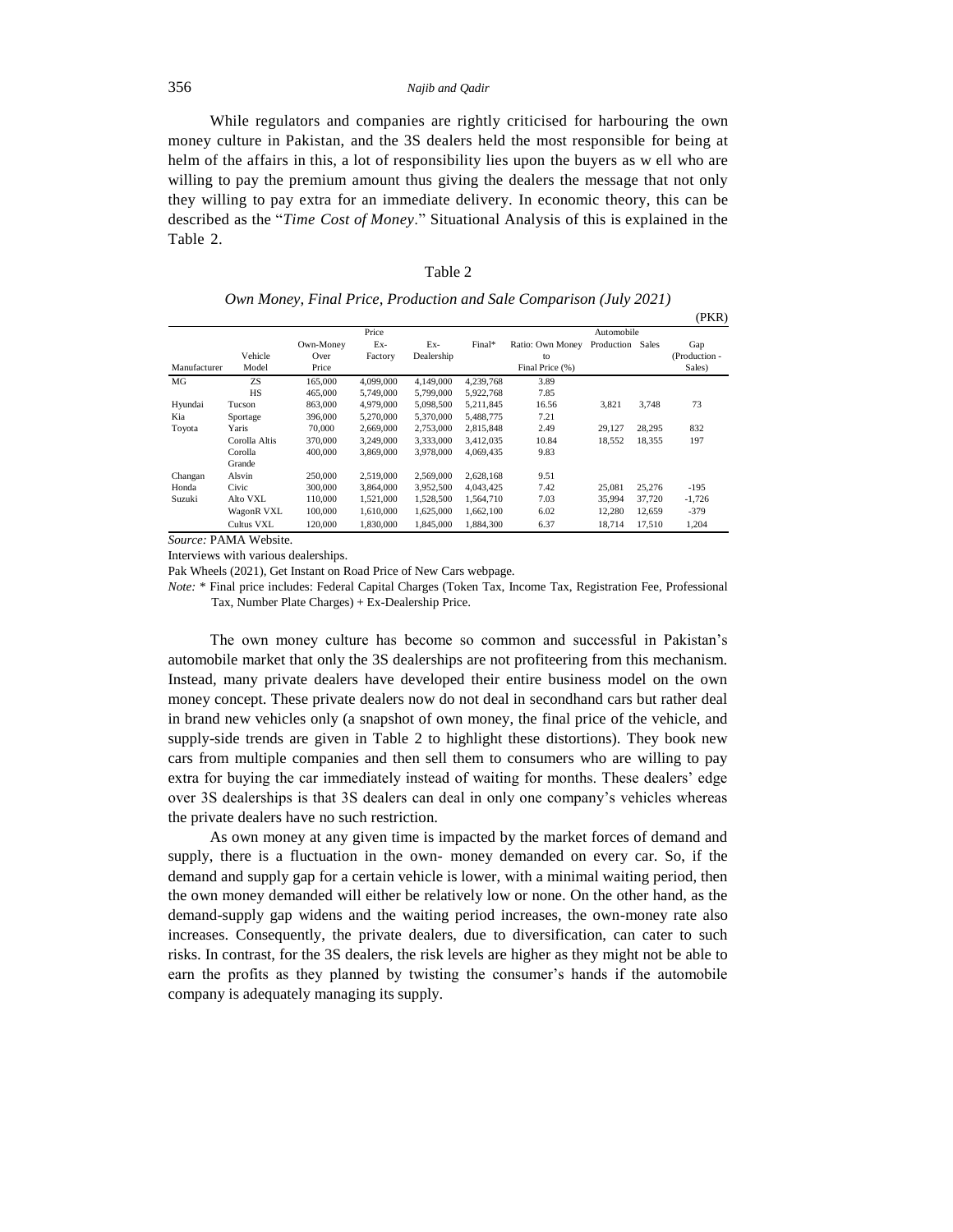While regulators and companies are rightly criticised for harbouring the own money culture in Pakistan, and the 3S dealers held the most responsible for being at helm of the affairs in this, a lot of responsibility lies upon the buyers as w ell who are willing to pay the premium amount thus giving the dealers the message that not only they willing to pay extra for an immediate delivery. In economic theory, this can be described as the "*Time Cost of Money*." Situational Analysis of this is explained in the Table 2.

Table 2

*Own Money, Final Price, Production and Sale Comparison (July 2021)*

(PKR)

| Manufacturer | Vehicle Model | Own-Money Over Price | Price Ex-Factory | Ex-Dealership | Final* | Ratio: Own Money to Final Price (%) | Automobile Production | Sales | Gap (Production - Sales) |
|---|---|---|---|---|---|---|---|---|---|
| MG | ZS | 165,000 | 4,099,000 | 4,149,000 | 4,239,768 | 3.89 | | | |
| | HS | 465,000 | 5,749,000 | 5,799,000 | 5,922,768 | 7.85 | | | |
| Hyundai | Tucson | 863,000 | 4,979,000 | 5,098,500 | 5,211,845 | 16.56 | 3,821 | 3,748 | 73 |
| Kia | Sportage | 396,000 | 5,270,000 | 5,370,000 | 5,488,775 | 7.21 | | | |
| Toyota | Yaris | 70,000 | 2,669,000 | 2,753,000 | 2,815,848 | 2.49 | 29,127 | 28,295 | 832 |
| | Corolla Altis | 370,000 | 3,249,000 | 3,333,000 | 3,412,035 | 10.84 | 18,552 | 18,355 | 197 |
| | Corolla Grande | 400,000 | 3,869,000 | 3,978,000 | 4,069,435 | 9.83 | | | |
| Changan | Alsvin | 250,000 | 2,519,000 | 2,569,000 | 2,628,168 | 9.51 | | | |
| Honda | Civic | 300,000 | 3,864,000 | 3,952,500 | 4,043,425 | 7.42 | 25,081 | 25,276 | -195 |
| Suzuki | Alto VXL | 110,000 | 1,521,000 | 1,528,500 | 1,564,710 | 7.03 | 35,994 | 37,720 | -1,726 |
| | WagonR VXL | 100,000 | 1,610,000 | 1,625,000 | 1,662,100 | 6.02 | 12,280 | 12,659 | -379 |
| | Cultus VXL | 120,000 | 1,830,000 | 1,845,000 | 1,884,300 | 6.37 | 18,714 | 17,510 | 1,204 |

*Source:* PAMA Website.

Interviews with various dealerships.

Pak Wheels (2021), Get Instant on Road Price of New Cars webpage.

*Note:* * Final price includes: Federal Capital Charges (Token Tax, Income Tax, Registration Fee, Professional Tax, Number Plate Charges) + Ex-Dealership Price.

The own money culture has become so common and successful in Pakistan's automobile market that only the 3S dealerships are not profiteering from this mechanism. Instead, many private dealers have developed their entire business model on the own money concept. These private dealers now do not deal in secondhand cars but rather deal in brand new vehicles only (a snapshot of own money, the final price of the vehicle, and supply-side trends are given in Table 2 to highlight these distortions). They book new cars from multiple companies and then sell them to consumers who are willing to pay extra for buying the car immediately instead of waiting for months. These dealers' edge over 3S dealerships is that 3S dealers can deal in only one company's vehicles whereas the private dealers have no such restriction.

As own money at any given time is impacted by the market forces of demand and supply, there is a fluctuation in the own- money demanded on every car. So, if the demand and supply gap for a certain vehicle is lower, with a minimal waiting period, then the own money demanded will either be relatively low or none. On the other hand, as the demand-supply gap widens and the waiting period increases, the own-money rate also increases. Consequently, the private dealers, due to diversification, can cater to such risks. In contrast, for the 3S dealers, the risk levels are higher as they might not be able to earn the profits as they planned by twisting the consumer's hands if the automobile company is adequately managing its supply.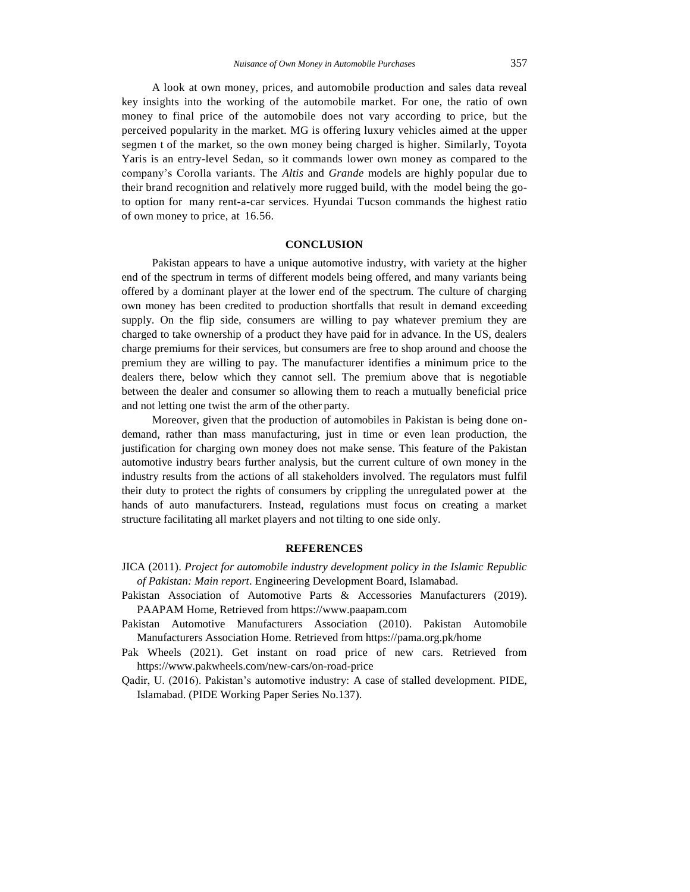A look at own money, prices, and automobile production and sales data reveal key insights into the working of the automobile market. For one, the ratio of own money to final price of the automobile does not vary according to price, but the perceived popularity in the market. MG is offering luxury vehicles aimed at the upper segmen t of the market, so the own money being charged is higher. Similarly, Toyota Yaris is an entry-level Sedan, so it commands lower own money as compared to the company's Corolla variants. The *Altis* and *Grande* models are highly popular due to their brand recognition and relatively more rugged build, with the model being the go-to option for many rent-a-car services. Hyundai Tucson commands the highest ratio of own money to price, at 16.56.

## CONCLUSION

Pakistan appears to have a unique automotive industry, with variety at the higher end of the spectrum in terms of different models being offered, and many variants being offered by a dominant player at the lower end of the spectrum. The culture of charging own money has been credited to production shortfalls that result in demand exceeding supply. On the flip side, consumers are willing to pay whatever premium they are charged to take ownership of a product they have paid for in advance. In the US, dealers charge premiums for their services, but consumers are free to shop around and choose the premium they are willing to pay. The manufacturer identifies a minimum price to the dealers there, below which they cannot sell. The premium above that is negotiable between the dealer and consumer so allowing them to reach a mutually beneficial price and not letting one twist the arm of the other party.

Moreover, given that the production of automobiles in Pakistan is being done on-demand, rather than mass manufacturing, just in time or even lean production, the justification for charging own money does not make sense. This feature of the Pakistan automotive industry bears further analysis, but the current culture of own money in the industry results from the actions of all stakeholders involved. The regulators must fulfil their duty to protect the rights of consumers by crippling the unregulated power at the hands of auto manufacturers. Instead, regulations must focus on creating a market structure facilitating all market players and not tilting to one side only.

## REFERENCES

JICA (2011). *Project for automobile industry development policy in the Islamic Republic of Pakistan: Main report*. Engineering Development Board, Islamabad.

Pakistan Association of Automotive Parts & Accessories Manufacturers (2019). PAAPAM Home, Retrieved from https://www.paapam.com

Pakistan Automotive Manufacturers Association (2010). Pakistan Automobile Manufacturers Association Home. Retrieved from https://pama.org.pk/home

Pak Wheels (2021). Get instant on road price of new cars. Retrieved from https://www.pakwheels.com/new-cars/on-road-price

Qadir, U. (2016). Pakistan's automotive industry: A case of stalled development. PIDE, Islamabad. (PIDE Working Paper Series No.137).